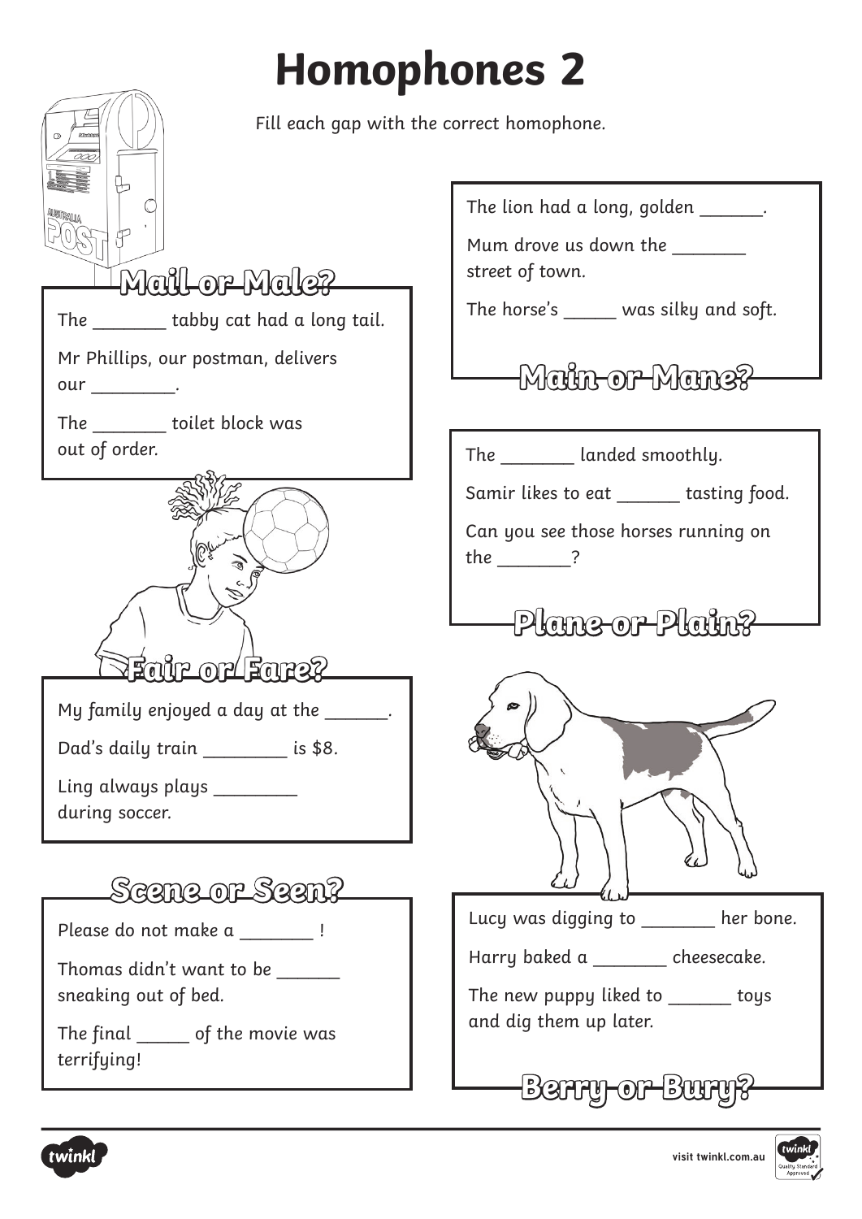# Homophones 2

Fill each gap with the correct homophone.

## Mail or Male?

The ________ tabby cat had a long tail.

Mr Phillips, our postman, delivers our _________.

The ________ toilet block was out of order.

## Fair or Fare?

My family enjoyed a day at the _______.

Dad's daily train _________ is $8.

Ling always plays _________ during soccer.

## Scene or Seen?

Please do not make a ________ !

Thomas didn't want to be _______ sneaking out of bed.

The final ______ of the movie was terrifying!

## Main or Mane?

The lion had a long, golden _______.

Mum drove us down the ________ street of town.

The horse's ______ was silky and soft.

## Plane or Plain?

The ________ landed smoothly.

Samir likes to eat _______ tasting food.

Can you see those horses running on the ________?

## Berry or Bury?

Lucy was digging to ________ her bone.

Harry baked a ________ cheesecake.

The new puppy liked to _______ toys and dig them up later.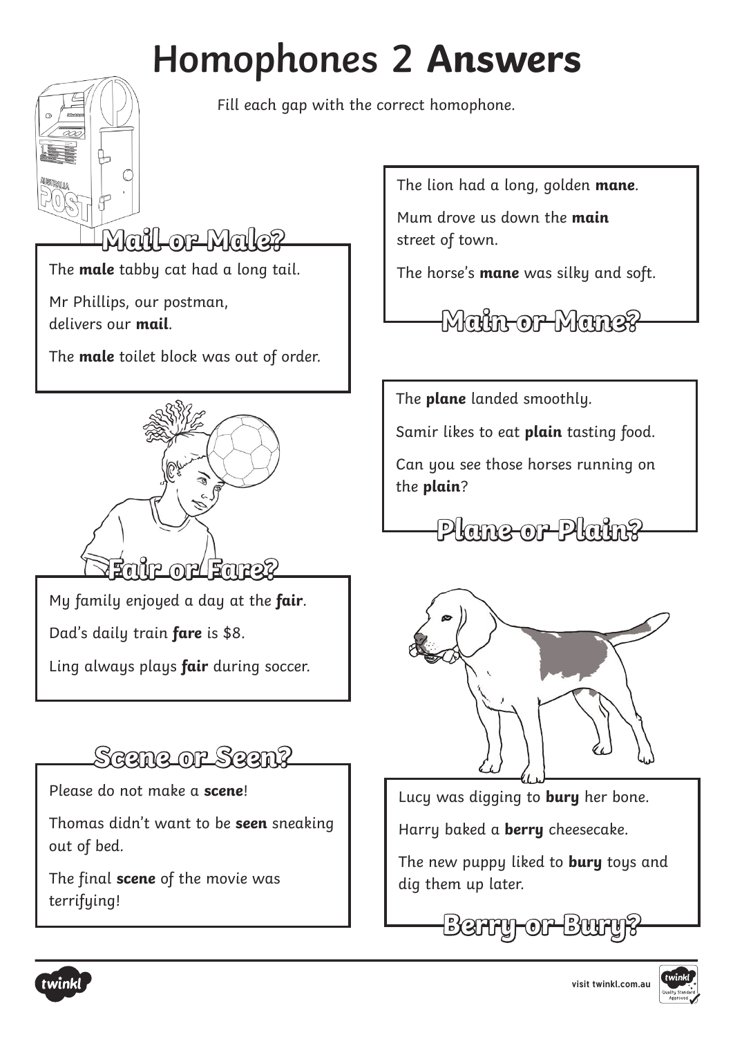# Homophones 2 **Answers**

Fill each gap with the correct homophone.

## Mail or Male?

The **male** tabby cat had a long tail.

Mr Phillips, our postman, delivers our **mail**.

The **male** toilet block was out of order.

## Main or Mane?

The lion had a long, golden **mane**.

Mum drove us down the **main** street of town.

The horse's **mane** was silky and soft.

## Plane or Plain?

The **plane** landed smoothly.

Samir likes to eat **plain** tasting food.

Can you see those horses running on the **plain**?

## Fair or Fare?

My family enjoyed a day at the **fair**.

Dad's daily train **fare** is $8.

Ling always plays **fair** during soccer.

## Scene or Seen?

Please do not make a **scene**!

Thomas didn't want to be **seen** sneaking out of bed.

The final **scene** of the movie was terrifying!

## Berry or Bury?

Lucy was digging to **bury** her bone.

Harry baked a **berry** cheesecake.

The new puppy liked to **bury** toys and dig them up later.